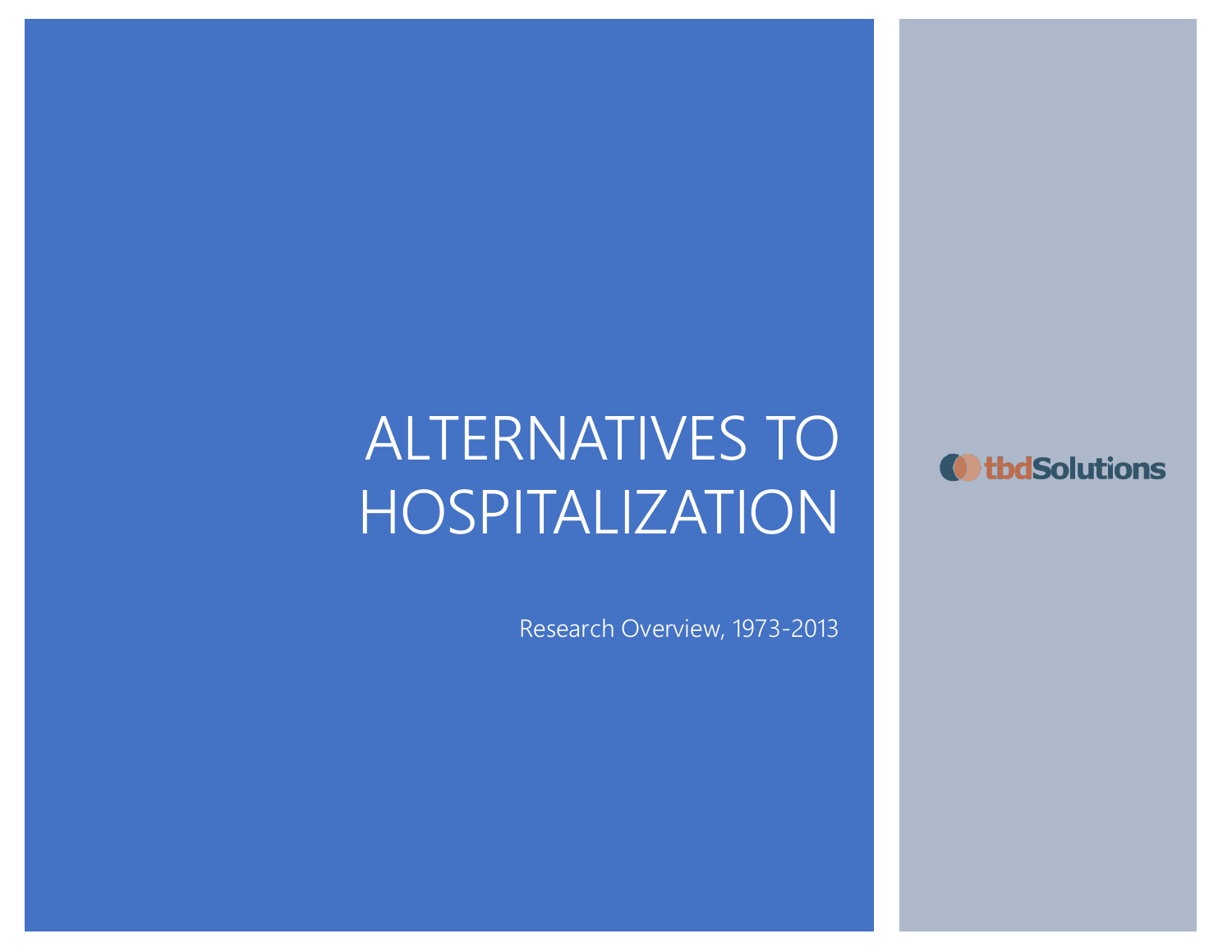# ALTERNATIVES TO HOSPITALIZATION

Research Overview, 1973-2013

tbdSolutions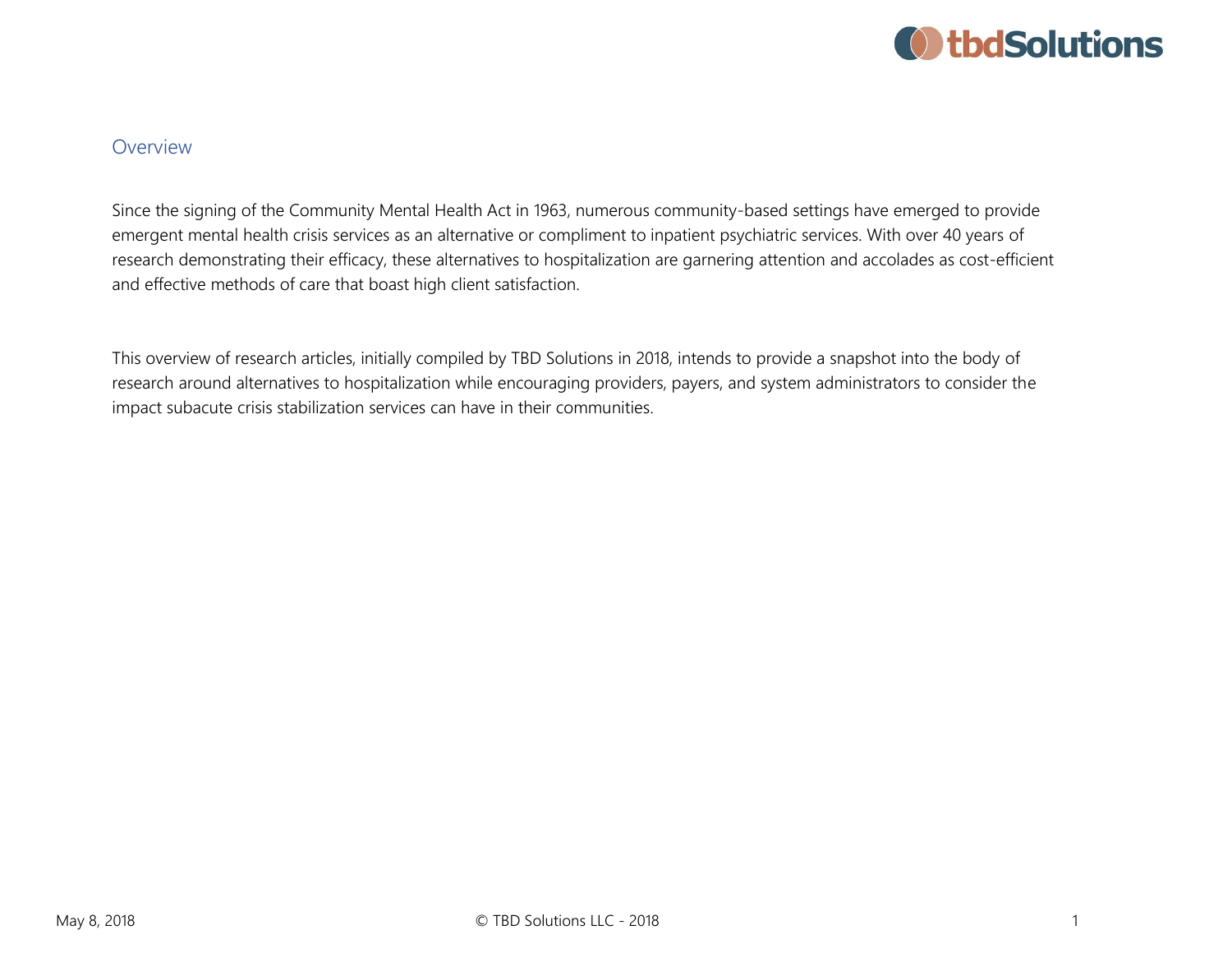## Overview

Since the signing of the Community Mental Health Act in 1963, numerous community-based settings have emerged to provide emergent mental health crisis services as an alternative or compliment to inpatient psychiatric services. With over 40 years of research demonstrating their efficacy, these alternatives to hospitalization are garnering attention and accolades as cost-efficient and effective methods of care that boast high client satisfaction.

This overview of research articles, initially compiled by TBD Solutions in 2018, intends to provide a snapshot into the body of research around alternatives to hospitalization while encouraging providers, payers, and system administrators to consider the impact subacute crisis stabilization services can have in their communities.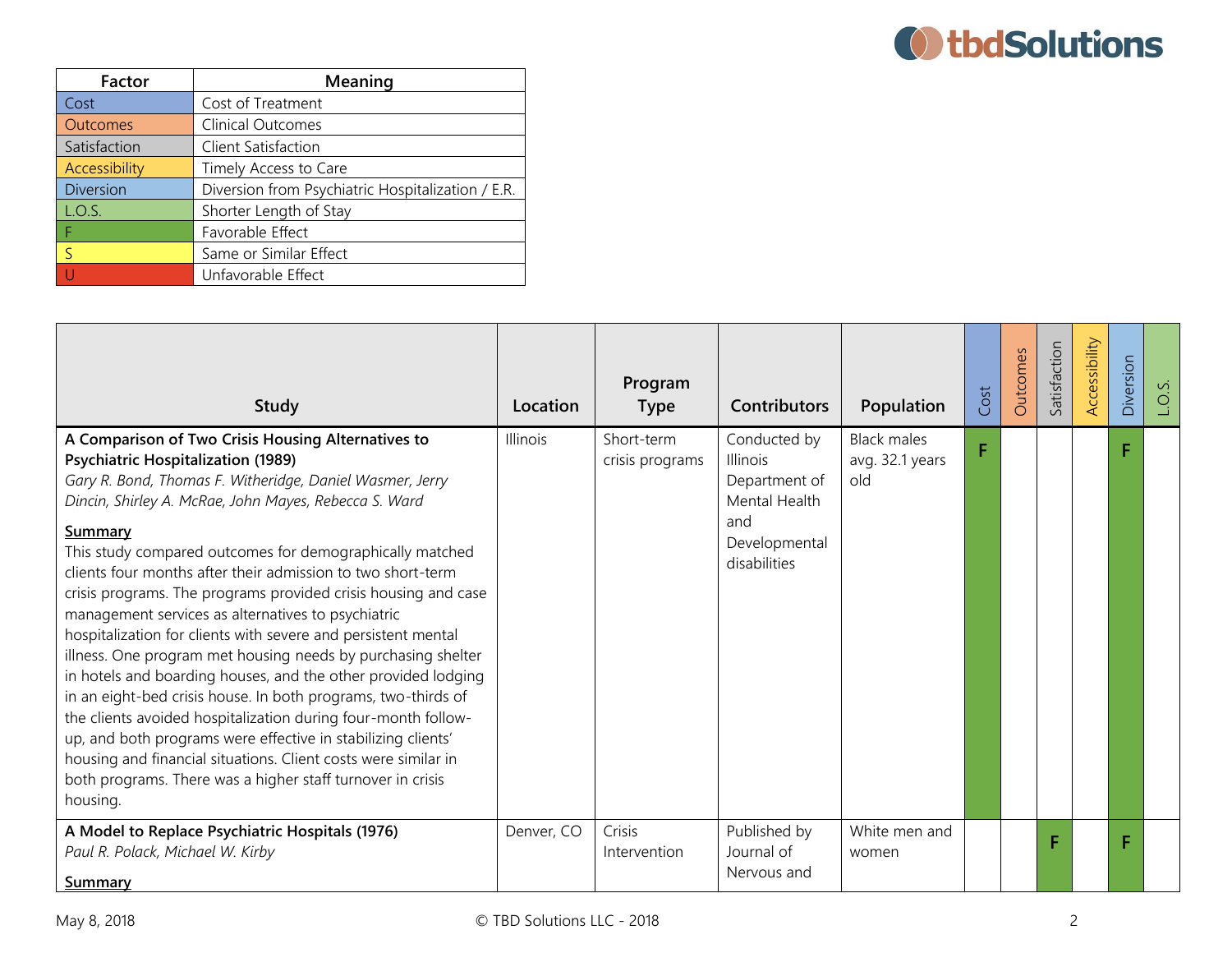| Factor | Meaning |
|---|---|
| Cost | Cost of Treatment |
| Outcomes | Clinical Outcomes |
| Satisfaction | Client Satisfaction |
| Accessibility | Timely Access to Care |
| Diversion | Diversion from Psychiatric Hospitalization / E.R. |
| L.O.S. | Shorter Length of Stay |
| F | Favorable Effect |
| S | Same or Similar Effect |
| U | Unfavorable Effect |

| Study | Location | Program Type | Contributors | Population | Cost | Outcomes | Satisfaction | Accessibility | Diversion | L.O.S. |
|---|---|---|---|---|---|---|---|---|---|---|
| **A Comparison of Two Crisis Housing Alternatives to Psychiatric Hospitalization (1989)**<br>*Gary R. Bond, Thomas F. Witheridge, Daniel Wasmer, Jerry Dincin, Shirley A. McRae, John Mayes, Rebecca S. Ward*<br><br>**Summary**<br>This study compared outcomes for demographically matched clients four months after their admission to two short-term crisis programs. The programs provided crisis housing and case management services as alternatives to psychiatric hospitalization for clients with severe and persistent mental illness. One program met housing needs by purchasing shelter in hotels and boarding houses, and the other provided lodging in an eight-bed crisis house. In both programs, two-thirds of the clients avoided hospitalization during four-month follow-up, and both programs were effective in stabilizing clients' housing and financial situations. Client costs were similar in both programs. There was a higher staff turnover in crisis housing. | Illinois | Short-term crisis programs | Conducted by Illinois Department of Mental Health and Developmental disabilities | Black males avg. 32.1 years old | F | | | | F | |
| **A Model to Replace Psychiatric Hospitals (1976)**<br>*Paul R. Polack, Michael W. Kirby*<br><br>**Summary** | Denver, CO | Crisis Intervention | Published by Journal of Nervous and | White men and women | | | F | | F | |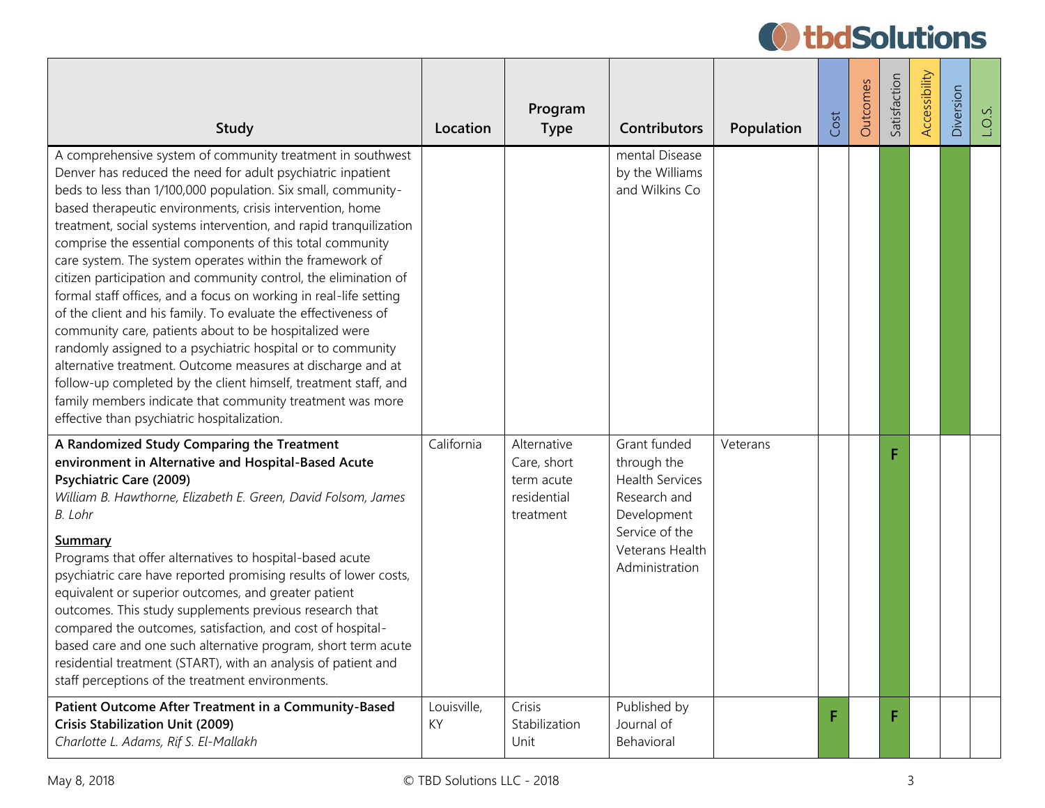| Study | Location | Program Type | Contributors | Population | Cost | Outcomes | Satisfaction | Accessibility | Diversion | L.O.S. |
|---|---|---|---|---|---|---|---|---|---|---|
| A comprehensive system of community treatment in southwest Denver has reduced the need for adult psychiatric inpatient beds to less than 1/100,000 population. Six small, community-based therapeutic environments, crisis intervention, home treatment, social systems intervention, and rapid tranquilization comprise the essential components of this total community care system. The system operates within the framework of citizen participation and community control, the elimination of formal staff offices, and a focus on working in real-life setting of the client and his family. To evaluate the effectiveness of community care, patients about to be hospitalized were randomly assigned to a psychiatric hospital or to community alternative treatment. Outcome measures at discharge and at follow-up completed by the client himself, treatment staff, and family members indicate that community treatment was more effective than psychiatric hospitalization. | | | mental Disease by the Williams and Wilkins Co | | | | | | | |
| **A Randomized Study Comparing the Treatment environment in Alternative and Hospital-Based Acute Psychiatric Care (2009)**<br>*William B. Hawthorne, Elizabeth E. Green, David Folsom, James B. Lohr*<br>**Summary**<br>Programs that offer alternatives to hospital-based acute psychiatric care have reported promising results of lower costs, equivalent or superior outcomes, and greater patient outcomes. This study supplements previous research that compared the outcomes, satisfaction, and cost of hospital-based care and one such alternative program, short term acute residential treatment (START), with an analysis of patient and staff perceptions of the treatment environments. | California | Alternative Care, short term acute residential treatment | Grant funded through the Health Services Research and Development Service of the Veterans Health Administration | Veterans | | | F | | | |
| **Patient Outcome After Treatment in a Community-Based Crisis Stabilization Unit (2009)**<br>*Charlotte L. Adams, Rif S. El-Mallakh* | Louisville, KY | Crisis Stabilization Unit | Published by Journal of Behavioral | | F | | F | | | |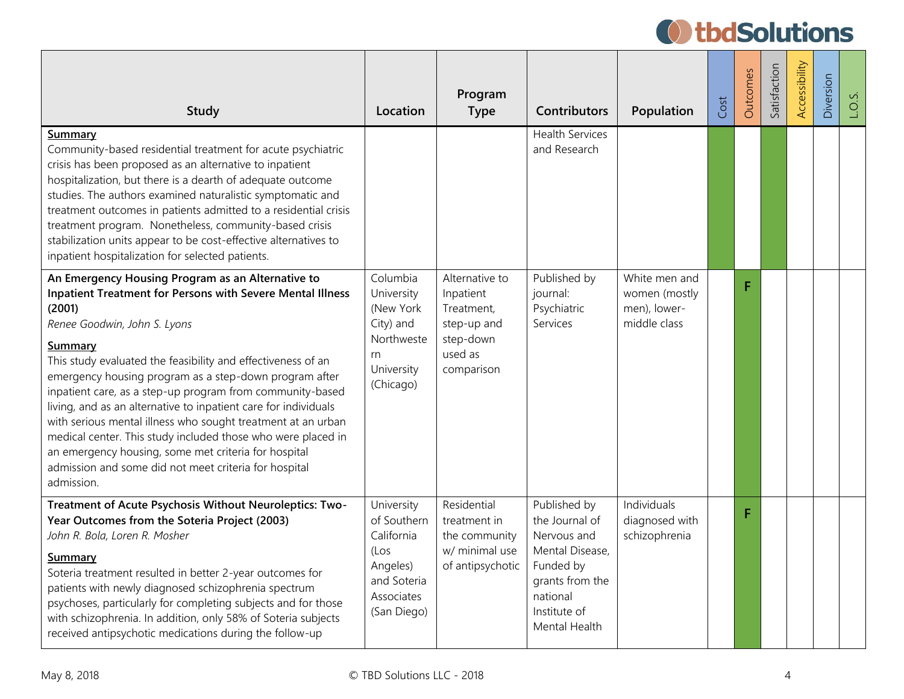| Study | Location | Program Type | Contributors | Population | Cost | Outcomes | Satisfaction | Accessibility | Diversion | L.O.S. |
|---|---|---|---|---|---|---|---|---|---|---|
| **Summary**<br>Community-based residential treatment for acute psychiatric crisis has been proposed as an alternative to inpatient hospitalization, but there is a dearth of adequate outcome studies. The authors examined naturalistic symptomatic and treatment outcomes in patients admitted to a residential crisis treatment program. Nonetheless, community-based crisis stabilization units appear to be cost-effective alternatives to inpatient hospitalization for selected patients. | | | Health Services and Research | | | | | | | |
| **An Emergency Housing Program as an Alternative to Inpatient Treatment for Persons with Severe Mental Illness (2001)**<br>*Renee Goodwin, John S. Lyons*<br>**Summary**<br>This study evaluated the feasibility and effectiveness of an emergency housing program as a step-down program after inpatient care, as a step-up program from community-based living, and as an alternative to inpatient care for individuals with serious mental illness who sought treatment at an urban medical center. This study included those who were placed in an emergency housing, some met criteria for hospital admission and some did not meet criteria for hospital admission. | Columbia University (New York City) and Northwestern University (Chicago) | Alternative to Inpatient Treatment, step-up and step-down used as comparison | Published by journal: Psychiatric Services | White men and women (mostly men), lower-middle class | | F | | | | |
| **Treatment of Acute Psychosis Without Neuroleptics: Two-Year Outcomes from the Soteria Project (2003)**<br>*John R. Bola, Loren R. Mosher*<br>**Summary**<br>Soteria treatment resulted in better 2-year outcomes for patients with newly diagnosed schizophrenia spectrum psychoses, particularly for completing subjects and for those with schizophrenia. In addition, only 58% of Soteria subjects received antipsychotic medications during the follow-up | University of Southern California (Los Angeles) and Soteria Associates (San Diego) | Residential treatment in the community w/ minimal use of antipsychotic | Published by the Journal of Nervous and Mental Disease, Funded by grants from the national Institute of Mental Health | Individuals diagnosed with schizophrenia | | F | | | | |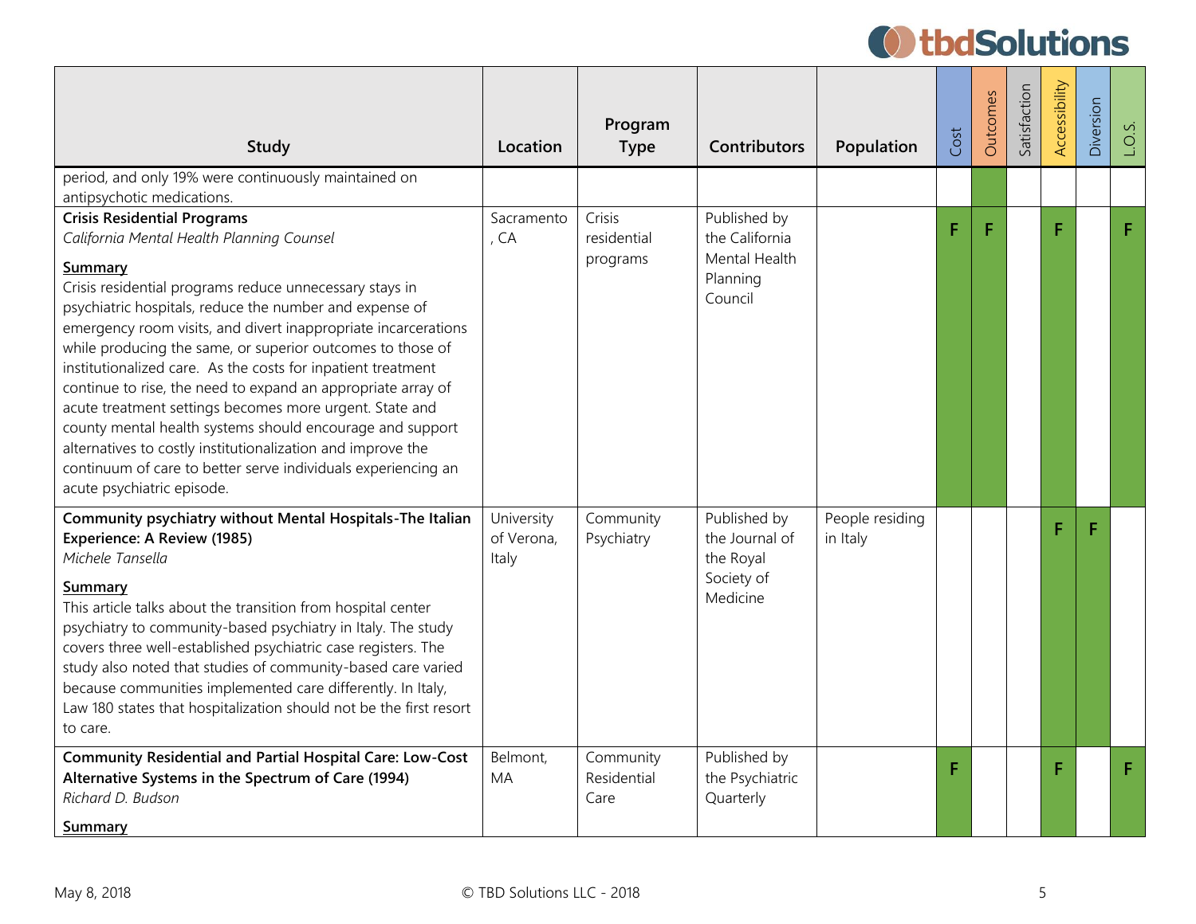| Study | Location | Program Type | Contributors | Population | Cost | Outcomes | Satisfaction | Accessibility | Diversion | L.O.S. |
|---|---|---|---|---|---|---|---|---|---|---|
| period, and only 19% were continuously maintained on antipsychotic medications. | | | | | | | | | | |
| **Crisis Residential Programs** *California Mental Health Planning Counsel* **Summary** Crisis residential programs reduce unnecessary stays in psychiatric hospitals, reduce the number and expense of emergency room visits, and divert inappropriate incarcerations while producing the same, or superior outcomes to those of institutionalized care. As the costs for inpatient treatment continue to rise, the need to expand an appropriate array of acute treatment settings becomes more urgent. State and county mental health systems should encourage and support alternatives to costly institutionalization and improve the continuum of care to better serve individuals experiencing an acute psychiatric episode. | Sacramento, CA | Crisis residential programs | Published by the California Mental Health Planning Council | | F | F | | F | | F |
| **Community psychiatry without Mental Hospitals-The Italian Experience: A Review (1985)** *Michele Tansella* **Summary** This article talks about the transition from hospital center psychiatry to community-based psychiatry in Italy. The study covers three well-established psychiatric case registers. The study also noted that studies of community-based care varied because communities implemented care differently. In Italy, Law 180 states that hospitalization should not be the first resort to care. | University of Verona, Italy | Community Psychiatry | Published by the Journal of the Royal Society of Medicine | People residing in Italy | | | | F | F | |
| **Community Residential and Partial Hospital Care: Low-Cost Alternative Systems in the Spectrum of Care (1994)** *Richard D. Budson* **Summary** | Belmont, MA | Community Residential Care | Published by the Psychiatric Quarterly | | F | | | F | | F |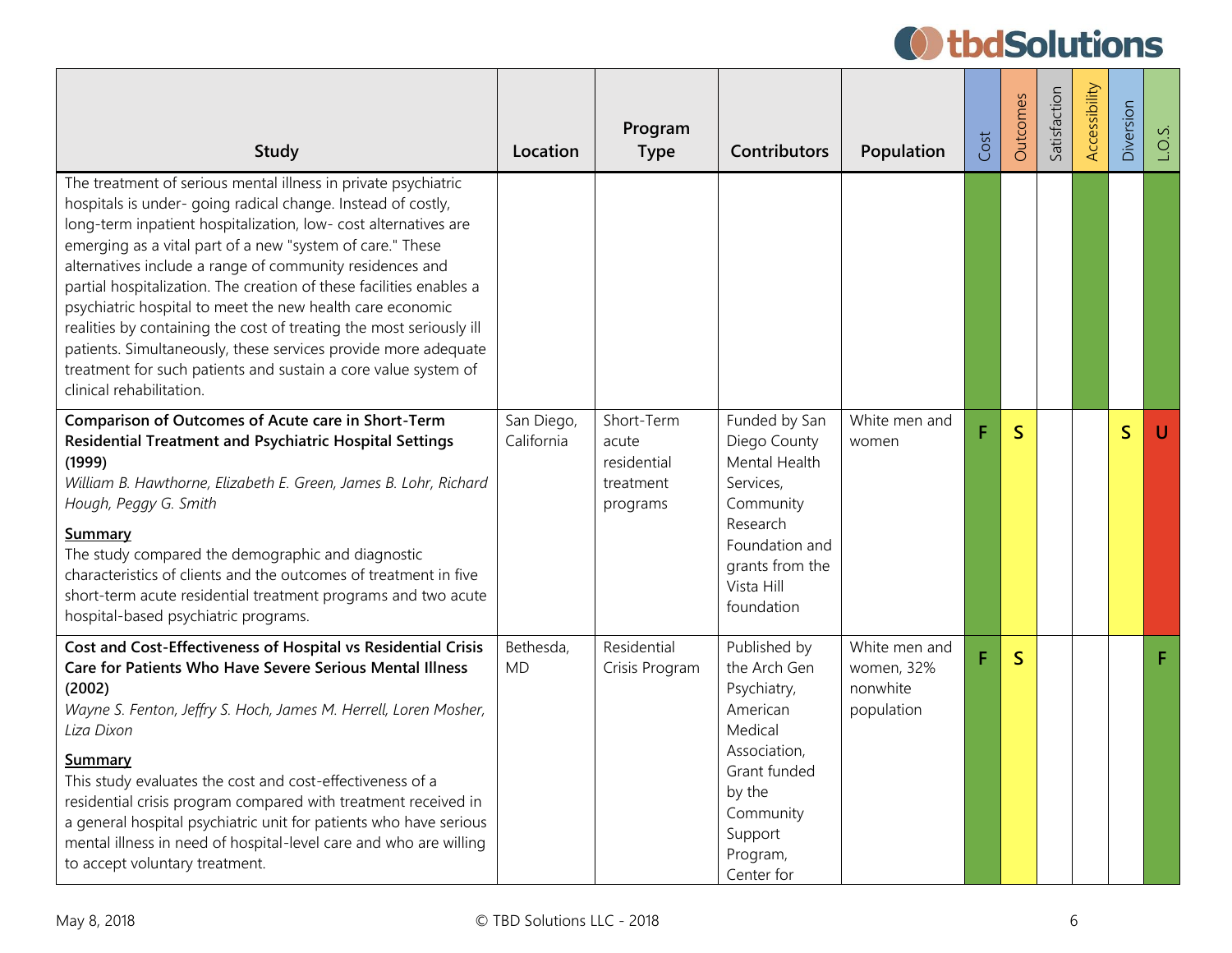| Study | Location | Program Type | Contributors | Population | Cost | Outcomes | Satisfaction | Accessibility | Diversion | L.O.S. |
|---|---|---|---|---|---|---|---|---|---|---|
| The treatment of serious mental illness in private psychiatric hospitals is under- going radical change. Instead of costly, long-term inpatient hospitalization, low- cost alternatives are emerging as a vital part of a new "system of care." These alternatives include a range of community residences and partial hospitalization. The creation of these facilities enables a psychiatric hospital to meet the new health care economic realities by containing the cost of treating the most seriously ill patients. Simultaneously, these services provide more adequate treatment for such patients and sustain a core value system of clinical rehabilitation. | | | | | | | | | | |
| **Comparison of Outcomes of Acute care in Short-Term Residential Treatment and Psychiatric Hospital Settings (1999)** *William B. Hawthorne, Elizabeth E. Green, James B. Lohr, Richard Hough, Peggy G. Smith* **Summary** The study compared the demographic and diagnostic characteristics of clients and the outcomes of treatment in five short-term acute residential treatment programs and two acute hospital-based psychiatric programs. | San Diego, California | Short-Term acute residential treatment programs | Funded by San Diego County Mental Health Services, Community Research Foundation and grants from the Vista Hill foundation | White men and women | F | S | | | S | U |
| **Cost and Cost-Effectiveness of Hospital vs Residential Crisis Care for Patients Who Have Severe Serious Mental Illness (2002)** *Wayne S. Fenton, Jeffry S. Hoch, James M. Herrell, Loren Mosher, Liza Dixon* **Summary** This study evaluates the cost and cost-effectiveness of a residential crisis program compared with treatment received in a general hospital psychiatric unit for patients who have serious mental illness in need of hospital-level care and who are willing to accept voluntary treatment. | Bethesda, MD | Residential Crisis Program | Published by the Arch Gen Psychiatry, American Medical Association, Grant funded by the Community Support Program, Center for | White men and women, 32% nonwhite population | F | S | | | | F |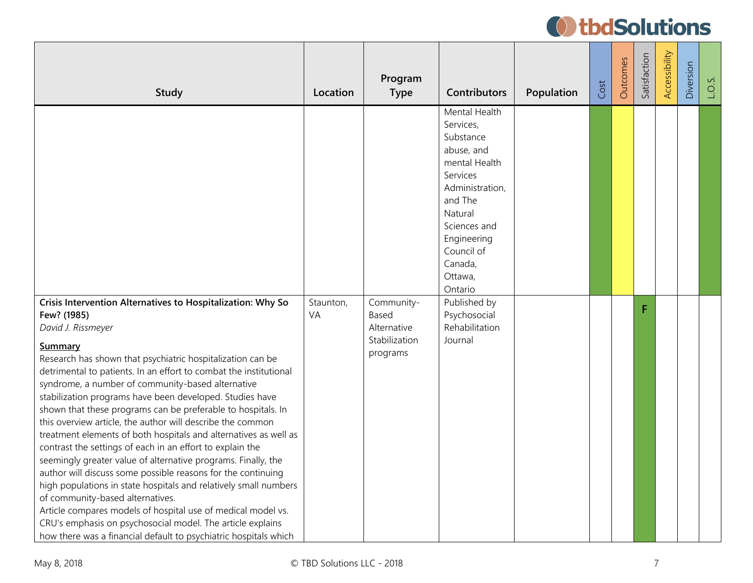| Study | Location | Program Type | Contributors | Population | Cost | Outcomes | Satisfaction | Accessibility | Diversion | L.O.S. |
|---|---|---|---|---|---|---|---|---|---|---|
| | | | Mental Health Services, Substance abuse, and mental Health Services Administration, and The Natural Sciences and Engineering Council of Canada, Ottawa, Ontario | | | | | | | |
| **Crisis Intervention Alternatives to Hospitalization: Why So Few? (1985)**<br>*David J. Rissmeyer*<br>**Summary**<br>Research has shown that psychiatric hospitalization can be detrimental to patients. In an effort to combat the institutional syndrome, a number of community-based alternative stabilization programs have been developed. Studies have shown that these programs can be preferable to hospitals. In this overview article, the author will describe the common treatment elements of both hospitals and alternatives as well as contrast the settings of each in an effort to explain the seemingly greater value of alternative programs. Finally, the author will discuss some possible reasons for the continuing high populations in state hospitals and relatively small numbers of community-based alternatives.<br>Article compares models of hospital use of medical model vs. CRU's emphasis on psychosocial model. The article explains how there was a financial default to psychiatric hospitals which | Staunton, VA | Community-Based Alternative Stabilization programs | Published by Psychosocial Rehabilitation Journal | | | | F | | | |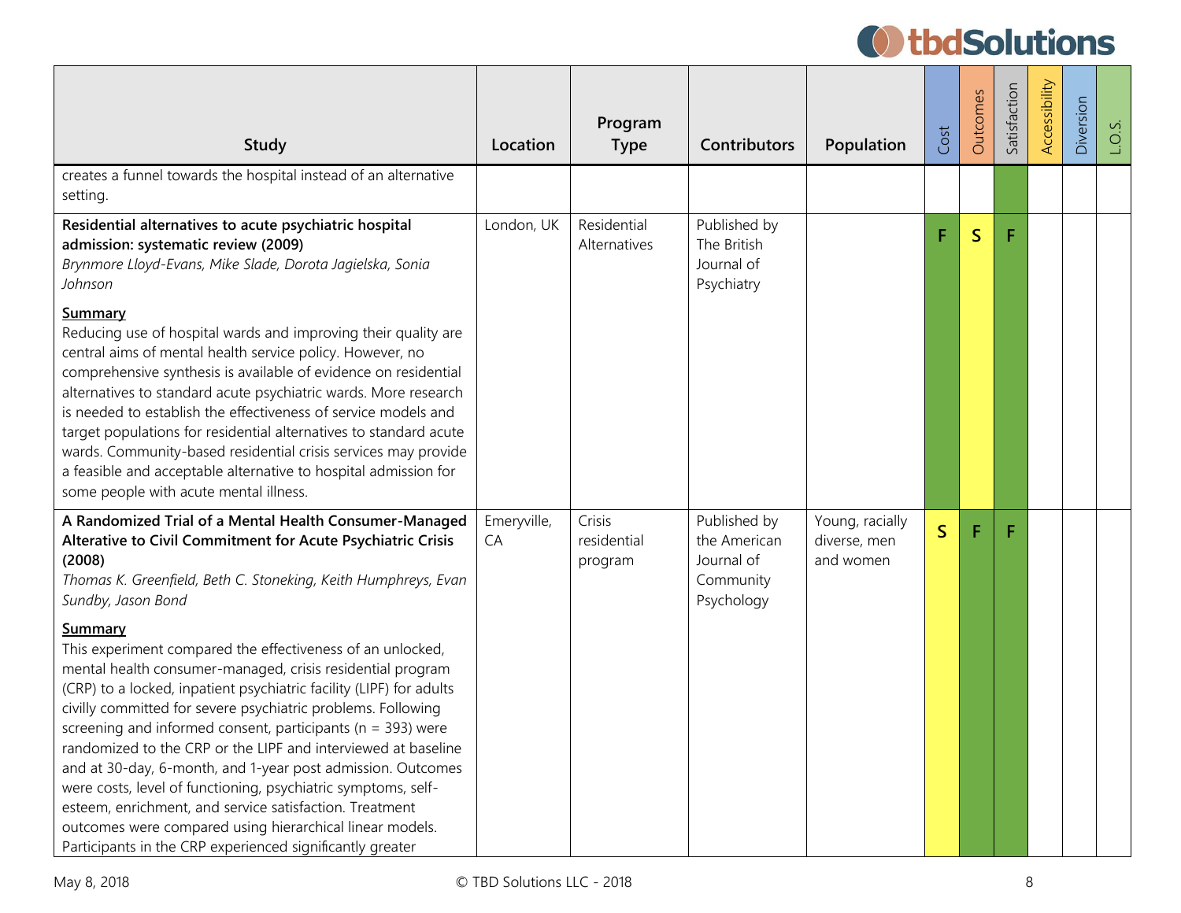| Study | Location | Program Type | Contributors | Population | Cost | Outcomes | Satisfaction | Accessibility | Diversion | L.O.S. |
|---|---|---|---|---|---|---|---|---|---|---|
| creates a funnel towards the hospital instead of an alternative setting. | | | | | | | | | | |
| **Residential alternatives to acute psychiatric hospital admission: systematic review (2009)**<br>*Brynmore Lloyd-Evans, Mike Slade, Dorota Jagielska, Sonia Johnson*<br><br>**Summary**<br>Reducing use of hospital wards and improving their quality are central aims of mental health service policy. However, no comprehensive synthesis is available of evidence on residential alternatives to standard acute psychiatric wards. More research is needed to establish the effectiveness of service models and target populations for residential alternatives to standard acute wards. Community-based residential crisis services may provide a feasible and acceptable alternative to hospital admission for some people with acute mental illness. | London, UK | Residential Alternatives | Published by The British Journal of Psychiatry | | F | S | F | | | |
| **A Randomized Trial of a Mental Health Consumer-Managed Alterative to Civil Commitment for Acute Psychiatric Crisis (2008)**<br>*Thomas K. Greenfield, Beth C. Stoneking, Keith Humphreys, Evan Sundby, Jason Bond*<br><br>**Summary**<br>This experiment compared the effectiveness of an unlocked, mental health consumer-managed, crisis residential program (CRP) to a locked, inpatient psychiatric facility (LIPF) for adults civilly committed for severe psychiatric problems. Following screening and informed consent, participants (n = 393) were randomized to the CRP or the LIPF and interviewed at baseline and at 30-day, 6-month, and 1-year post admission. Outcomes were costs, level of functioning, psychiatric symptoms, self-esteem, enrichment, and service satisfaction. Treatment outcomes were compared using hierarchical linear models. Participants in the CRP experienced significantly greater | Emeryville, CA | Crisis residential program | Published by the American Journal of Community Psychology | Young, racially diverse, men and women | S | F | F | | | |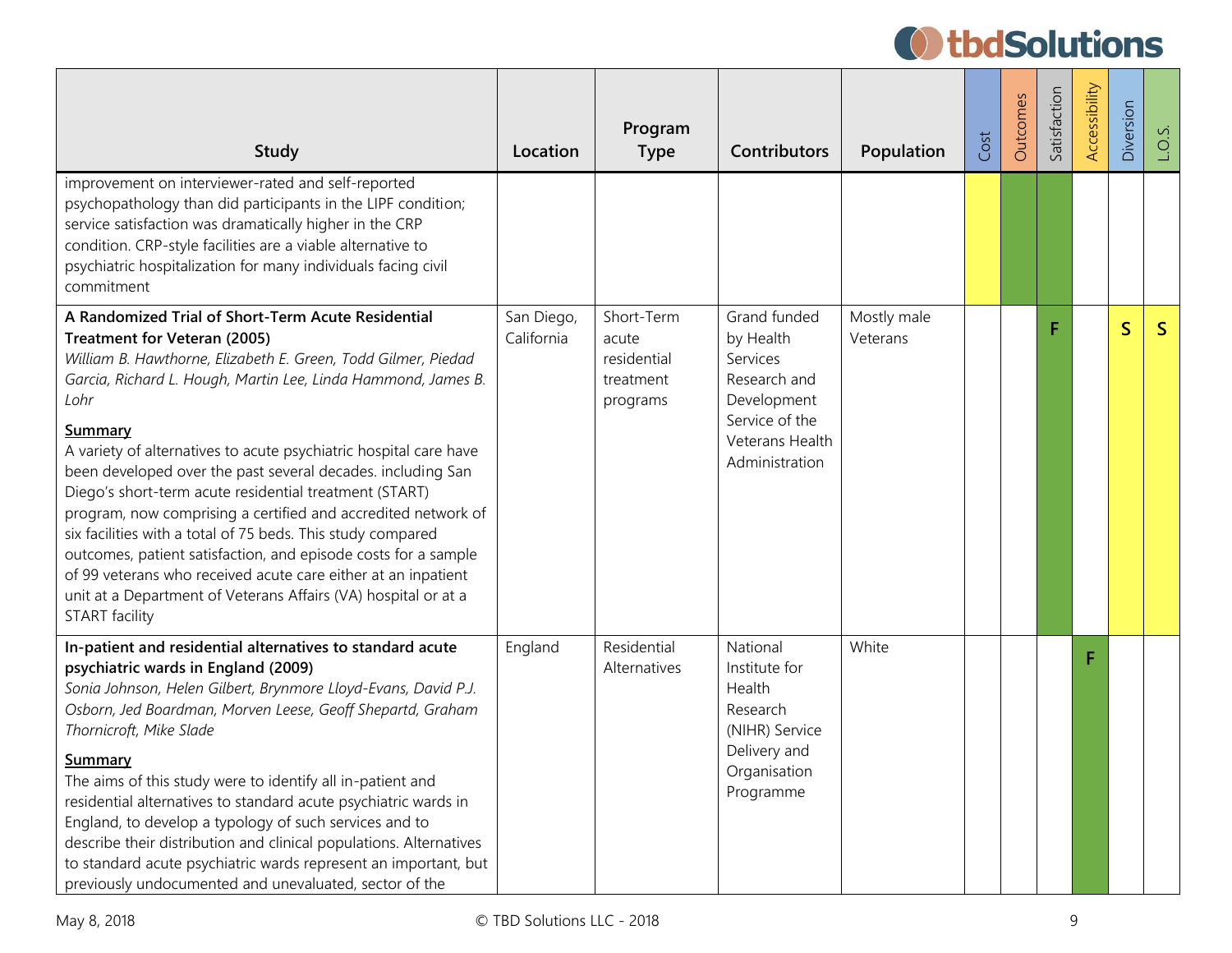| Study | Location | Program Type | Contributors | Population | Cost | Outcomes | Satisfaction | Accessibility | Diversion | L.O.S. |
|---|---|---|---|---|---|---|---|---|---|---|
| improvement on interviewer-rated and self-reported psychopathology than did participants in the LIPF condition; service satisfaction was dramatically higher in the CRP condition. CRP-style facilities are a viable alternative to psychiatric hospitalization for many individuals facing civil commitment | | | | | | | | | | |
| **A Randomized Trial of Short-Term Acute Residential Treatment for Veteran (2005)**<br>*William B. Hawthorne, Elizabeth E. Green, Todd Gilmer, Piedad Garcia, Richard L. Hough, Martin Lee, Linda Hammond, James B. Lohr*<br>**Summary**<br>A variety of alternatives to acute psychiatric hospital care have been developed over the past several decades. including San Diego's short-term acute residential treatment (START) program, now comprising a certified and accredited network of six facilities with a total of 75 beds. This study compared outcomes, patient satisfaction, and episode costs for a sample of 99 veterans who received acute care either at an inpatient unit at a Department of Veterans Affairs (VA) hospital or at a START facility | San Diego, California | Short-Term acute residential treatment programs | Grand funded by Health Services Research and Development Service of the Veterans Health Administration | Mostly male Veterans | | | F | | S | S |
| **In-patient and residential alternatives to standard acute psychiatric wards in England (2009)**<br>*Sonia Johnson, Helen Gilbert, Brynmore Lloyd-Evans, David P.J. Osborn, Jed Boardman, Morven Leese, Geoff Shepartd, Graham Thornicroft, Mike Slade*<br>**Summary**<br>The aims of this study were to identify all in-patient and residential alternatives to standard acute psychiatric wards in England, to develop a typology of such services and to describe their distribution and clinical populations. Alternatives to standard acute psychiatric wards represent an important, but previously undocumented and unevaluated, sector of the | England | Residential Alternatives | National Institute for Health Research (NIHR) Service Delivery and Organisation Programme | White | | | | F | | |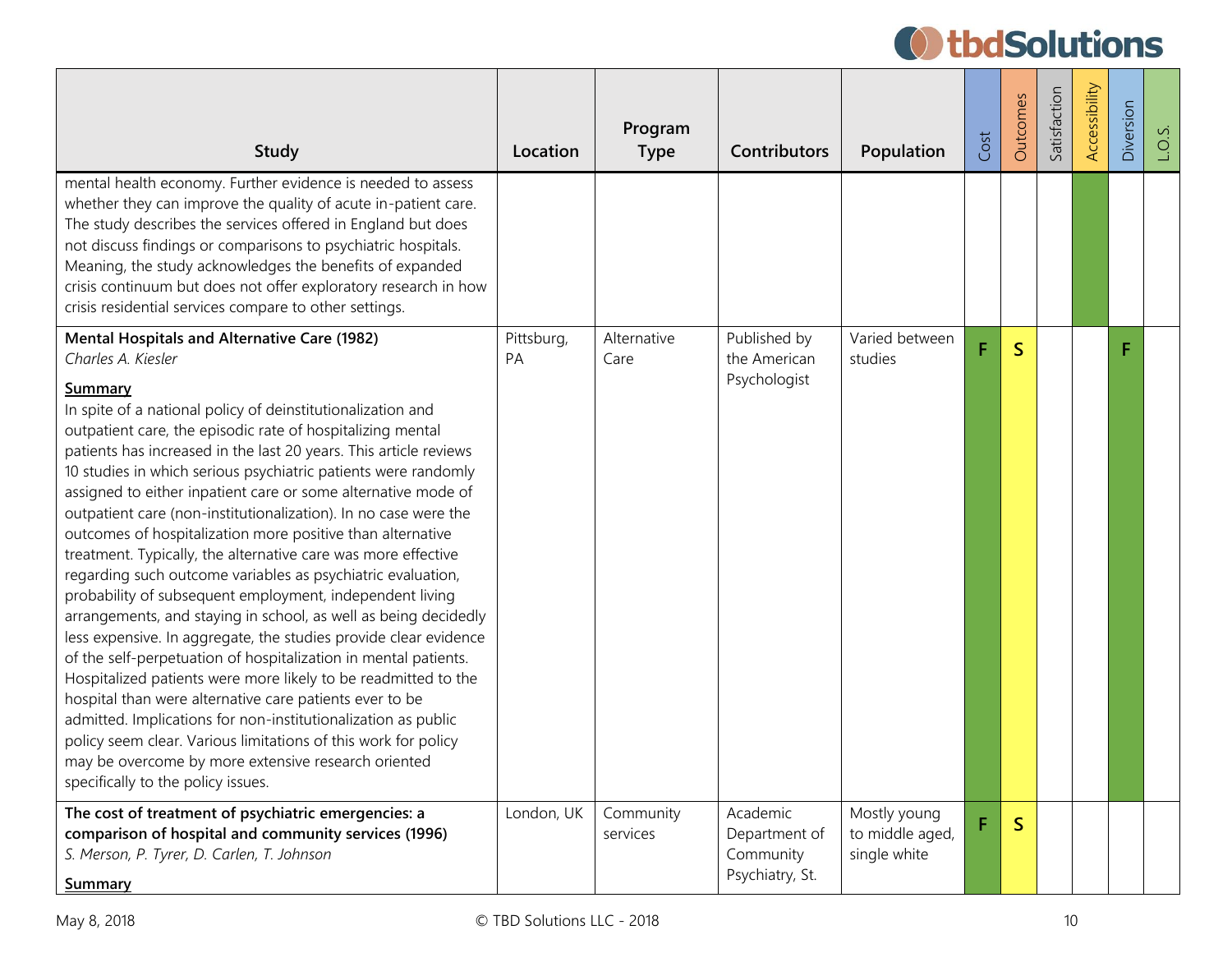| Study | Location | Program Type | Contributors | Population | Cost | Outcomes | Satisfaction | Accessibility | Diversion | L.O.S. |
|---|---|---|---|---|---|---|---|---|---|---|
| mental health economy. Further evidence is needed to assess whether they can improve the quality of acute in-patient care. The study describes the services offered in England but does not discuss findings or comparisons to psychiatric hospitals. Meaning, the study acknowledges the benefits of expanded crisis continuum but does not offer exploratory research in how crisis residential services compare to other settings. | | | | | | | | | | |
| **Mental Hospitals and Alternative Care (1982)**<br>*Charles A. Kiesler*<br><br>**Summary**<br>In spite of a national policy of deinstitutionalization and outpatient care, the episodic rate of hospitalizing mental patients has increased in the last 20 years. This article reviews 10 studies in which serious psychiatric patients were randomly assigned to either inpatient care or some alternative mode of outpatient care (non-institutionalization). In no case were the outcomes of hospitalization more positive than alternative treatment. Typically, the alternative care was more effective regarding such outcome variables as psychiatric evaluation, probability of subsequent employment, independent living arrangements, and staying in school, as well as being decidedly less expensive. In aggregate, the studies provide clear evidence of the self-perpetuation of hospitalization in mental patients. Hospitalized patients were more likely to be readmitted to the hospital than were alternative care patients ever to be admitted. Implications for non-institutionalization as public policy seem clear. Various limitations of this work for policy may be overcome by more extensive research oriented specifically to the policy issues. | Pittsburg, PA | Alternative Care | Published by the American Psychologist | Varied between studies | F | S | | | F | |
| **The cost of treatment of psychiatric emergencies: a comparison of hospital and community services (1996)**<br>*S. Merson, P. Tyrer, D. Carlen, T. Johnson*<br><br>**Summary** | London, UK | Community services | Academic Department of Community Psychiatry, St. | Mostly young to middle aged, single white | F | S | | | | |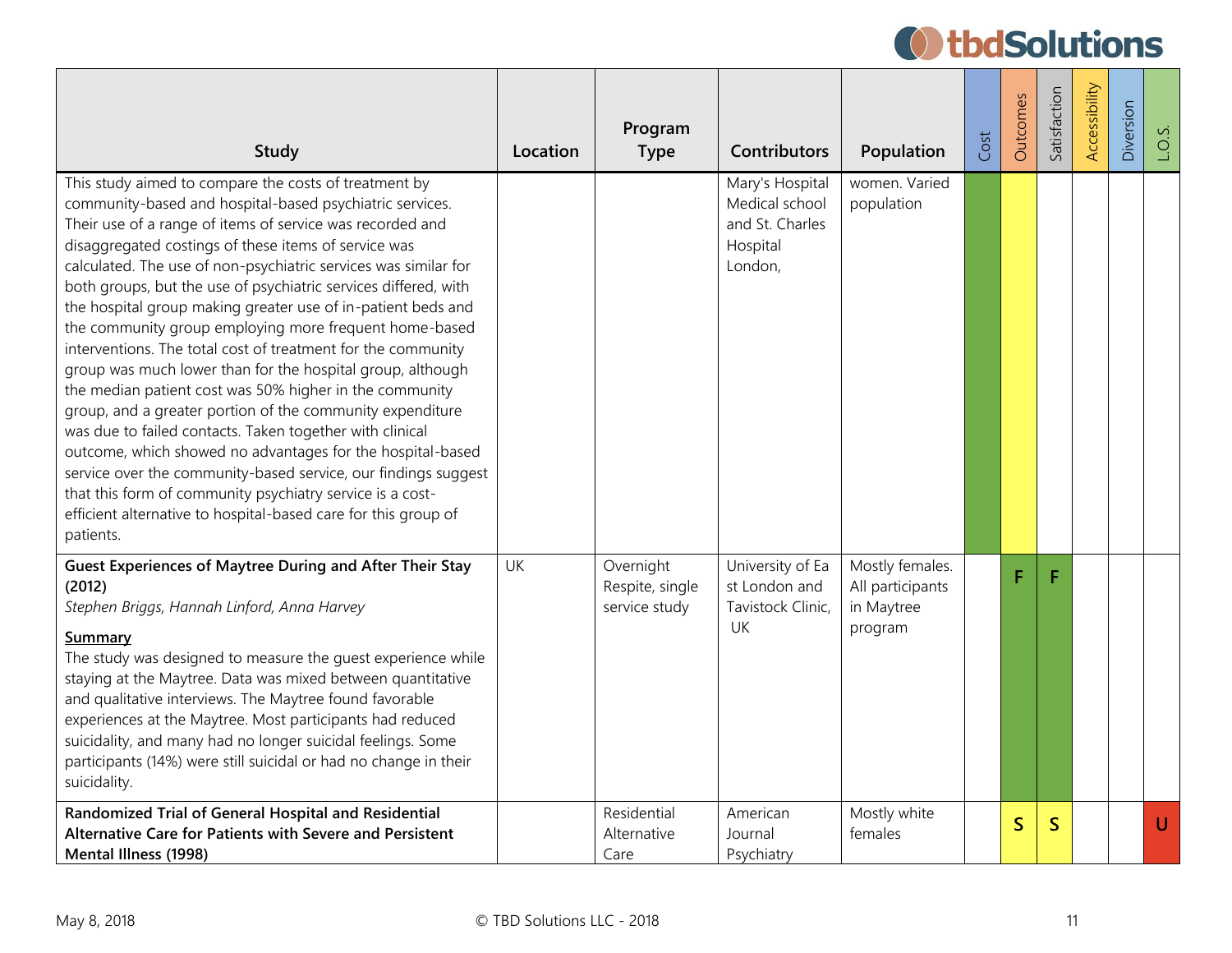| Study | Location | Program Type | Contributors | Population | Cost | Outcomes | Satisfaction | Accessibility | Diversion | L.O.S. |
|---|---|---|---|---|---|---|---|---|---|---|
| This study aimed to compare the costs of treatment by community-based and hospital-based psychiatric services. Their use of a range of items of service was recorded and disaggregated costings of these items of service was calculated. The use of non-psychiatric services was similar for both groups, but the use of psychiatric services differed, with the hospital group making greater use of in-patient beds and the community group employing more frequent home-based interventions. The total cost of treatment for the community group was much lower than for the hospital group, although the median patient cost was 50% higher in the community group, and a greater portion of the community expenditure was due to failed contacts. Taken together with clinical outcome, which showed no advantages for the hospital-based service over the community-based service, our findings suggest that this form of community psychiatry service is a cost-efficient alternative to hospital-based care for this group of patients. | | | Mary's Hospital Medical school and St. Charles Hospital London, | women. Varied population | | | | | | |
| **Guest Experiences of Maytree During and After Their Stay (2012)**<br>*Stephen Briggs, Hannah Linford, Anna Harvey*<br>**Summary**<br>The study was designed to measure the guest experience while staying at the Maytree. Data was mixed between quantitative and qualitative interviews. The Maytree found favorable experiences at the Maytree. Most participants had reduced suicidality, and many had no longer suicidal feelings. Some participants (14%) were still suicidal or had no change in their suicidality. | UK | Overnight Respite, single service study | University of East London and Tavistock Clinic, UK | Mostly females. All participants in Maytree program | | F | F | | | |
| **Randomized Trial of General Hospital and Residential Alternative Care for Patients with Severe and Persistent Mental Illness (1998)** | | Residential Alternative Care | American Journal Psychiatry | Mostly white females | | S | S | | | U |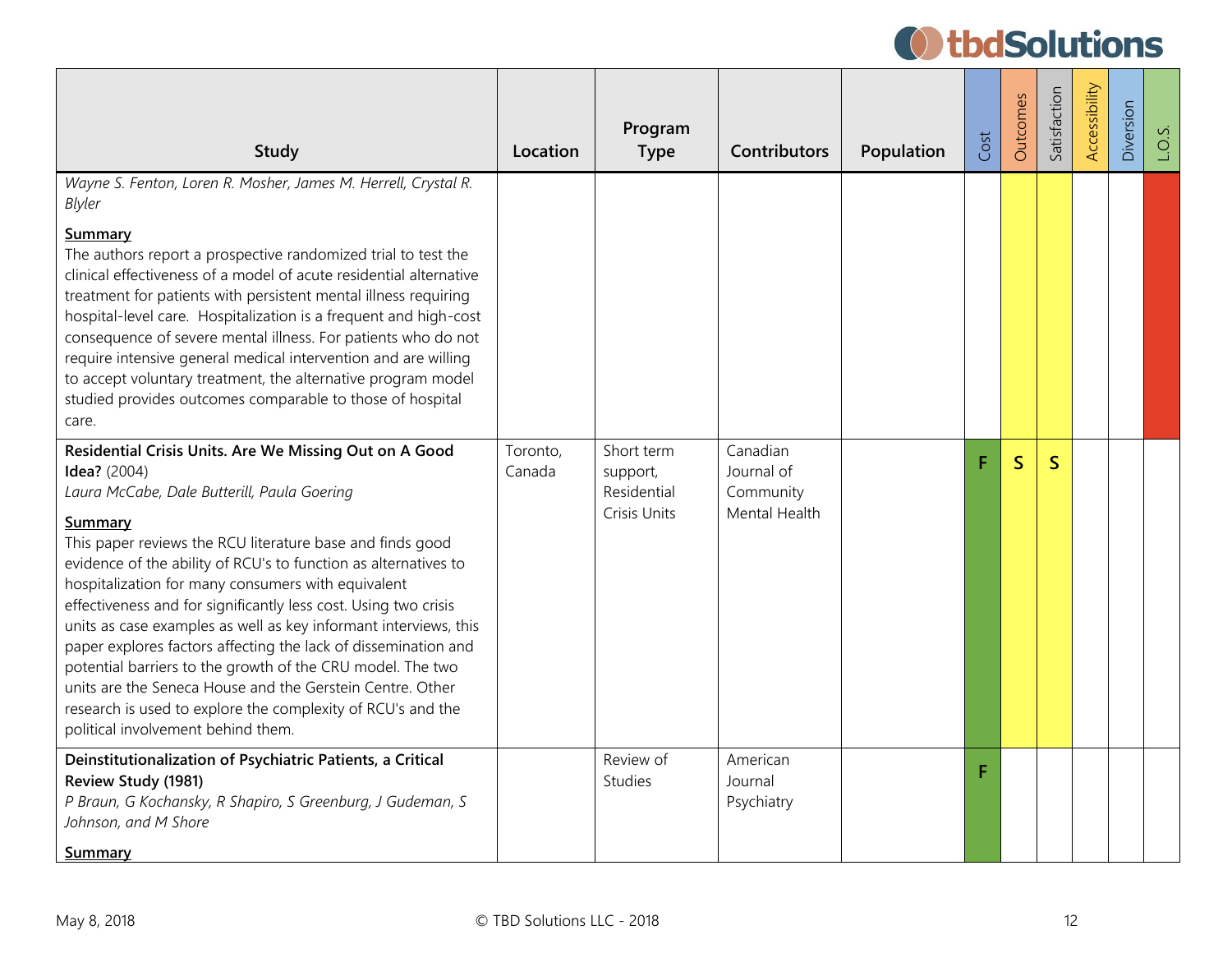| Study | Location | Program Type | Contributors | Population | Cost | Outcomes | Satisfaction | Accessibility | Diversion | L.O.S. |
|---|---|---|---|---|---|---|---|---|---|---|
| *Wayne S. Fenton, Loren R. Mosher, James M. Herrell, Crystal R. Blyler*<br><br>**Summary**<br>The authors report a prospective randomized trial to test the clinical effectiveness of a model of acute residential alternative treatment for patients with persistent mental illness requiring hospital-level care. Hospitalization is a frequent and high-cost consequence of severe mental illness. For patients who do not require intensive general medical intervention and are willing to accept voluntary treatment, the alternative program model studied provides outcomes comparable to those of hospital care. | | | | | | | | | | |
| **Residential Crisis Units. Are We Missing Out on A Good Idea?** (2004)<br>*Laura McCabe, Dale Butterill, Paula Goering*<br><br>**Summary**<br>This paper reviews the RCU literature base and finds good evidence of the ability of RCU's to function as alternatives to hospitalization for many consumers with equivalent effectiveness and for significantly less cost. Using two crisis units as case examples as well as key informant interviews, this paper explores factors affecting the lack of dissemination and potential barriers to the growth of the CRU model. The two units are the Seneca House and the Gerstein Centre. Other research is used to explore the complexity of RCU's and the political involvement behind them. | Toronto, Canada | Short term support, Residential Crisis Units | Canadian Journal of Community Mental Health | | F | S | S | | | |
| **Deinstitutionalization of Psychiatric Patients, a Critical Review Study (1981)**<br>*P Braun, G Kochansky, R Shapiro, S Greenburg, J Gudeman, S Johnson, and M Shore*<br><br>**Summary** | | Review of Studies | American Journal Psychiatry | | F | | | | | |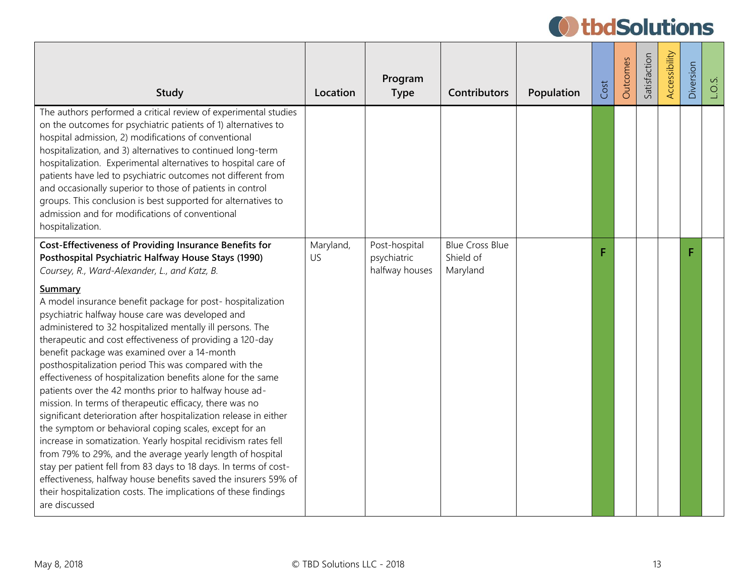| Study | Location | Program Type | Contributors | Population | Cost | Outcomes | Satisfaction | Accessibility | Diversion | L.O.S. |
|---|---|---|---|---|---|---|---|---|---|---|
| The authors performed a critical review of experimental studies on the outcomes for psychiatric patients of 1) alternatives to hospital admission, 2) modifications of conventional hospitalization, and 3) alternatives to continued long-term hospitalization. Experimental alternatives to hospital care of patients have led to psychiatric outcomes not different from and occasionally superior to those of patients in control groups. This conclusion is best supported for alternatives to admission and for modifications of conventional hospitalization. | | | | | | | | | | |
| **Cost-Effectiveness of Providing Insurance Benefits for Posthospital Psychiatric Halfway House Stays (1990)** *Coursey, R., Ward-Alexander, L., and Katz, B.* <br><br> **Summary** <br> A model insurance benefit package for post- hospitalization psychiatric halfway house care was developed and administered to 32 hospitalized mentally ill persons. The therapeutic and cost effectiveness of providing a 120-day benefit package was examined over a 14-month posthospitalization period This was compared with the effectiveness of hospitalization benefits alone for the same patients over the 42 months prior to halfway house ad-mission. In terms of therapeutic efficacy, there was no significant deterioration after hospitalization release in either the symptom or behavioral coping scales, except for an increase in somatization. Yearly hospital recidivism rates fell from 79% to 29%, and the average yearly length of hospital stay per patient fell from 83 days to 18 days. In terms of cost-effectiveness, halfway house benefits saved the insurers 59% of their hospitalization costs. The implications of these findings are discussed | Maryland, US | Post-hospital psychiatric halfway houses | Blue Cross Blue Shield of Maryland | | F | | | | F | |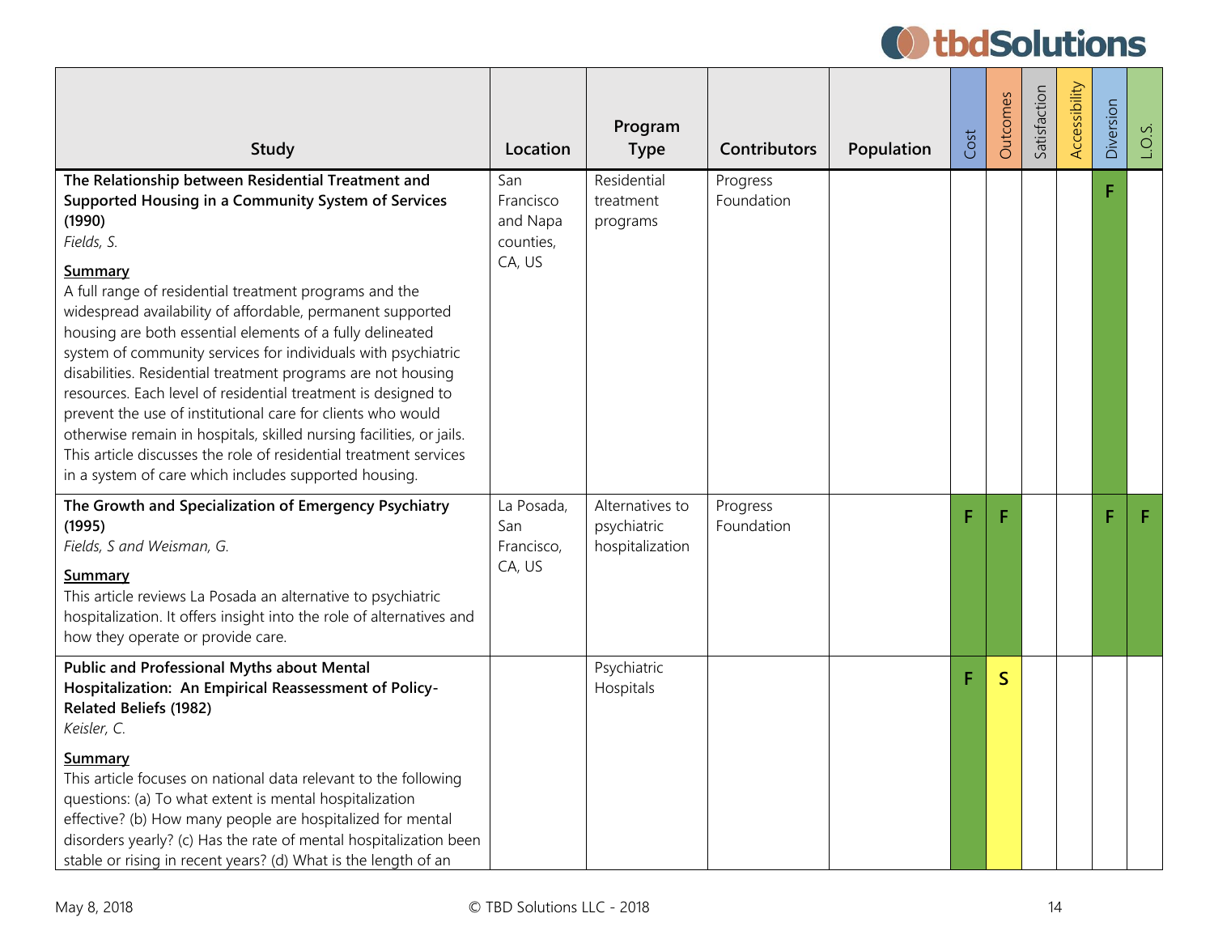| Study | Location | Program Type | Contributors | Population | Cost | Outcomes | Satisfaction | Accessibility | Diversion | L.O.S. |
|---|---|---|---|---|---|---|---|---|---|---|
| **The Relationship between Residential Treatment and Supported Housing in a Community System of Services (1990)**<br>*Fields, S.*<br><br>**Summary**<br>A full range of residential treatment programs and the widespread availability of affordable, permanent supported housing are both essential elements of a fully delineated system of community services for individuals with psychiatric disabilities. Residential treatment programs are not housing resources. Each level of residential treatment is designed to prevent the use of institutional care for clients who would otherwise remain in hospitals, skilled nursing facilities, or jails. This article discusses the role of residential treatment services in a system of care which includes supported housing. | San Francisco and Napa counties, CA, US | Residential treatment programs | Progress Foundation | | | | | | F | |
| **The Growth and Specialization of Emergency Psychiatry (1995)**<br>*Fields, S and Weisman, G.*<br><br>**Summary**<br>This article reviews La Posada an alternative to psychiatric hospitalization. It offers insight into the role of alternatives and how they operate or provide care. | La Posada, San Francisco, CA, US | Alternatives to psychiatric hospitalization | Progress Foundation | | F | F | | | F | F |
| **Public and Professional Myths about Mental Hospitalization: An Empirical Reassessment of Policy-Related Beliefs (1982)**<br>*Keisler, C.*<br><br>**Summary**<br>This article focuses on national data relevant to the following questions: (a) To what extent is mental hospitalization effective? (b) How many people are hospitalized for mental disorders yearly? (c) Has the rate of mental hospitalization been stable or rising in recent years? (d) What is the length of an | | Psychiatric Hospitals | | | F | S | | | | |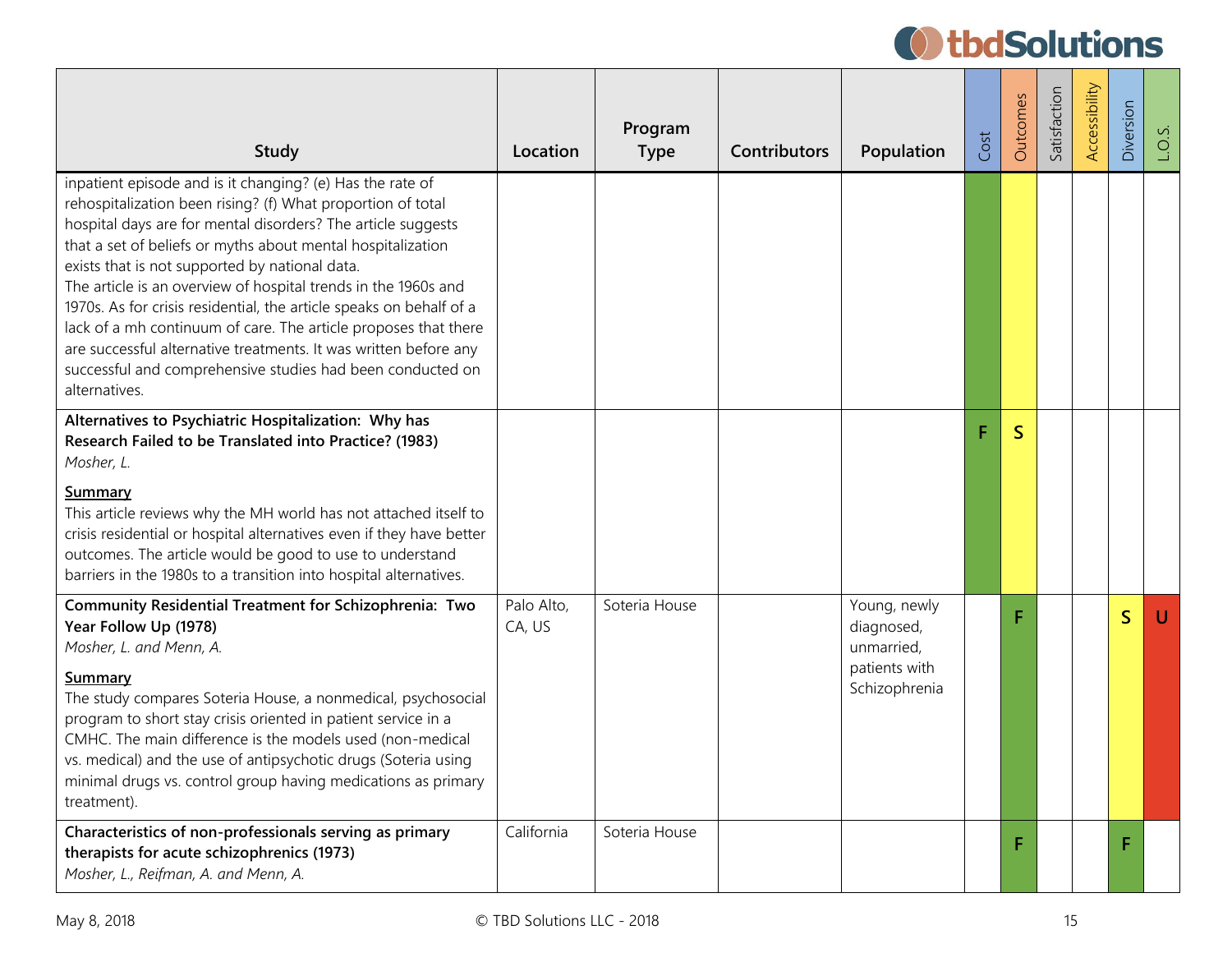| Study | Location | Program Type | Contributors | Population | Cost | Outcomes | Satisfaction | Accessibility | Diversion | L.O.S. |
|---|---|---|---|---|---|---|---|---|---|---|
| inpatient episode and is it changing? (e) Has the rate of rehospitalization been rising? (f) What proportion of total hospital days are for mental disorders? The article suggests that a set of beliefs or myths about mental hospitalization exists that is not supported by national data.<br>The article is an overview of hospital trends in the 1960s and 1970s. As for crisis residential, the article speaks on behalf of a lack of a mh continuum of care. The article proposes that there are successful alternative treatments. It was written before any successful and comprehensive studies had been conducted on alternatives. | | | | | | | | | | |
| **Alternatives to Psychiatric Hospitalization: Why has Research Failed to be Translated into Practice? (1983)**<br>*Mosher, L.*<br>**Summary**<br>This article reviews why the MH world has not attached itself to crisis residential or hospital alternatives even if they have better outcomes. The article would be good to use to understand barriers in the 1980s to a transition into hospital alternatives. | | | | | F | S | | | | |
| **Community Residential Treatment for Schizophrenia: Two Year Follow Up (1978)**<br>*Mosher, L. and Menn, A.*<br>**Summary**<br>The study compares Soteria House, a nonmedical, psychosocial program to short stay crisis oriented in patient service in a CMHC. The main difference is the models used (non-medical vs. medical) and the use of antipsychotic drugs (Soteria using minimal drugs vs. control group having medications as primary treatment). | Palo Alto, CA, US | Soteria House | | Young, newly diagnosed, unmarried, patients with Schizophrenia | | F | | | S | U |
| **Characteristics of non-professionals serving as primary therapists for acute schizophrenics (1973)**<br>*Mosher, L., Reifman, A. and Menn, A.* | California | Soteria House | | | | F | | | F | |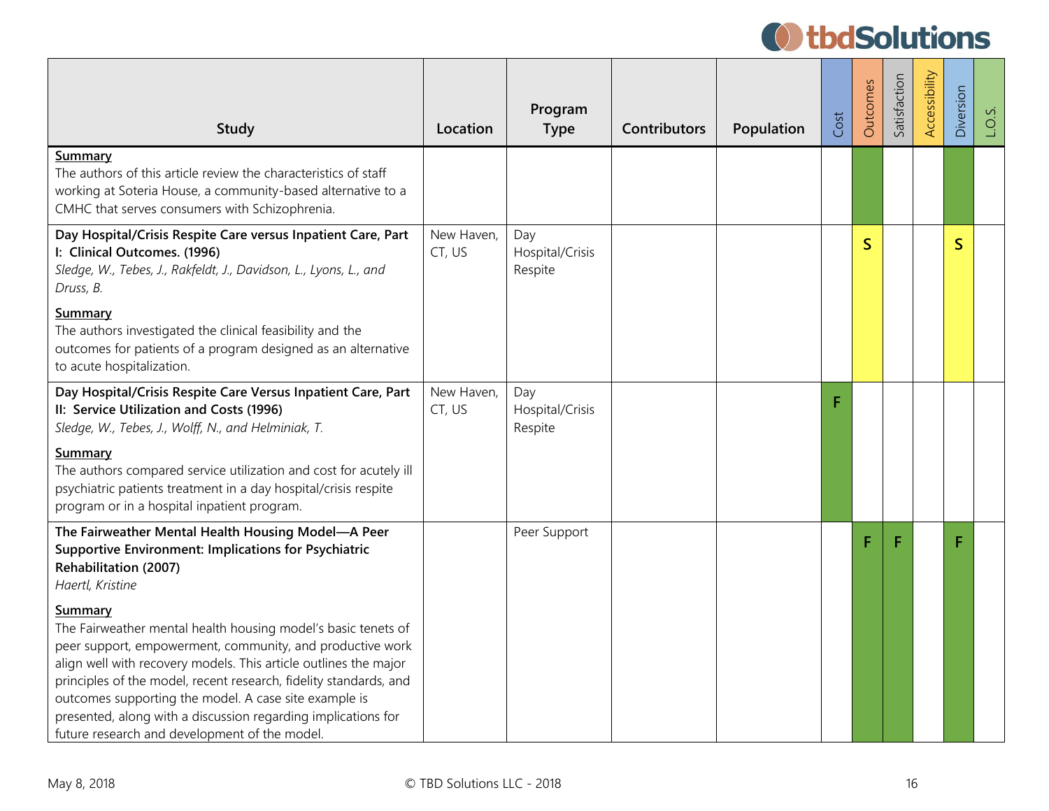| Study | Location | Program Type | Contributors | Population | Cost | Outcomes | Satisfaction | Accessibility | Diversion | L.O.S. |
|---|---|---|---|---|---|---|---|---|---|---|
| **Summary**<br>The authors of this article review the characteristics of staff working at Soteria House, a community-based alternative to a CMHC that serves consumers with Schizophrenia. | | | | | | | | | | |
| **Day Hospital/Crisis Respite Care versus Inpatient Care, Part I: Clinical Outcomes. (1996)**<br>*Sledge, W., Tebes, J., Rakfeldt, J., Davidson, L., Lyons, L., and Druss, B.*<br>**Summary**<br>The authors investigated the clinical feasibility and the outcomes for patients of a program designed as an alternative to acute hospitalization. | New Haven, CT, US | Day Hospital/Crisis Respite | | | | S | | | S | |
| **Day Hospital/Crisis Respite Care Versus Inpatient Care, Part II: Service Utilization and Costs (1996)**<br>*Sledge, W., Tebes, J., Wolff, N., and Helminiak, T.*<br>**Summary**<br>The authors compared service utilization and cost for acutely ill psychiatric patients treatment in a day hospital/crisis respite program or in a hospital inpatient program. | New Haven, CT, US | Day Hospital/Crisis Respite | | | F | | | | | |
| **The Fairweather Mental Health Housing Model—A Peer Supportive Environment: Implications for Psychiatric Rehabilitation (2007)**<br>*Haertl, Kristine*<br>**Summary**<br>The Fairweather mental health housing model's basic tenets of peer support, empowerment, community, and productive work align well with recovery models. This article outlines the major principles of the model, recent research, fidelity standards, and outcomes supporting the model. A case site example is presented, along with a discussion regarding implications for future research and development of the model. | | Peer Support | | | | F | F | | F | |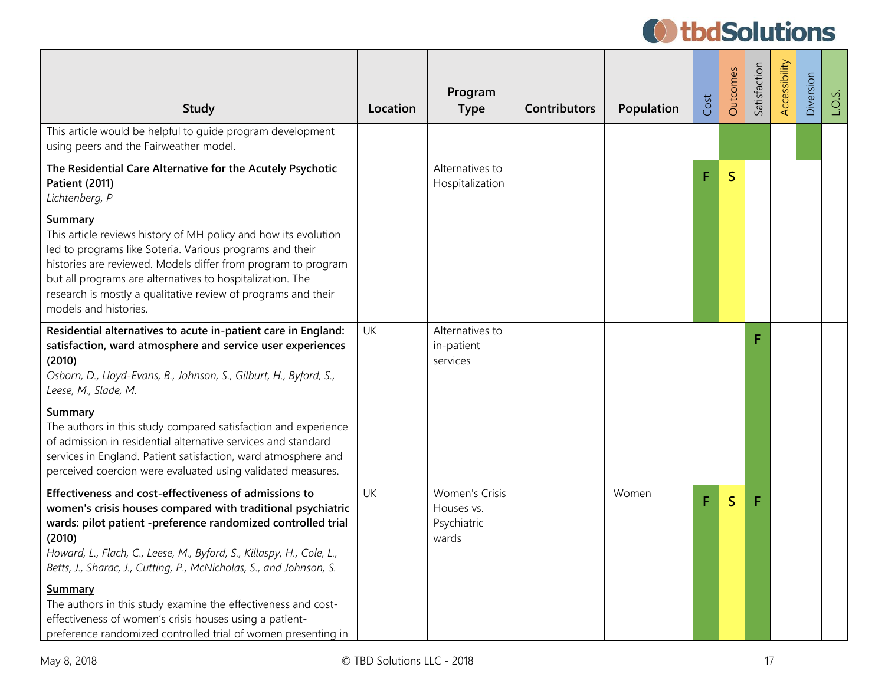| Study | Location | Program Type | Contributors | Population | Cost | Outcomes | Satisfaction | Accessibility | Diversion | L.O.S. |
|---|---|---|---|---|---|---|---|---|---|---|
| This article would be helpful to guide program development using peers and the Fairweather model. | | | | | | | | | | |
| **The Residential Care Alternative for the Acutely Psychotic Patient (2011)**<br>*Lichtenberg, P*<br><br>**Summary**<br>This article reviews history of MH policy and how its evolution led to programs like Soteria. Various programs and their histories are reviewed. Models differ from program to program but all programs are alternatives to hospitalization. The research is mostly a qualitative review of programs and their models and histories. | | Alternatives to Hospitalization | | | F | S | | | | |
| **Residential alternatives to acute in-patient care in England: satisfaction, ward atmosphere and service user experiences (2010)**<br>*Osborn, D., Lloyd-Evans, B., Johnson, S., Gilburt, H., Byford, S., Leese, M., Slade, M.*<br><br>**Summary**<br>The authors in this study compared satisfaction and experience of admission in residential alternative services and standard services in England. Patient satisfaction, ward atmosphere and perceived coercion were evaluated using validated measures. | UK | Alternatives to in-patient services | | | | | F | | | |
| **Effectiveness and cost-effectiveness of admissions to women's crisis houses compared with traditional psychiatric wards: pilot patient -preference randomized controlled trial (2010)**<br>*Howard, L., Flach, C., Leese, M., Byford, S., Killaspy, H., Cole, L., Betts, J., Sharac, J., Cutting, P., McNicholas, S., and Johnson, S.*<br><br>**Summary**<br>The authors in this study examine the effectiveness and cost-effectiveness of women's crisis houses using a patient-preference randomized controlled trial of women presenting in | UK | Women's Crisis Houses vs. Psychiatric wards | | Women | F | S | F | | | |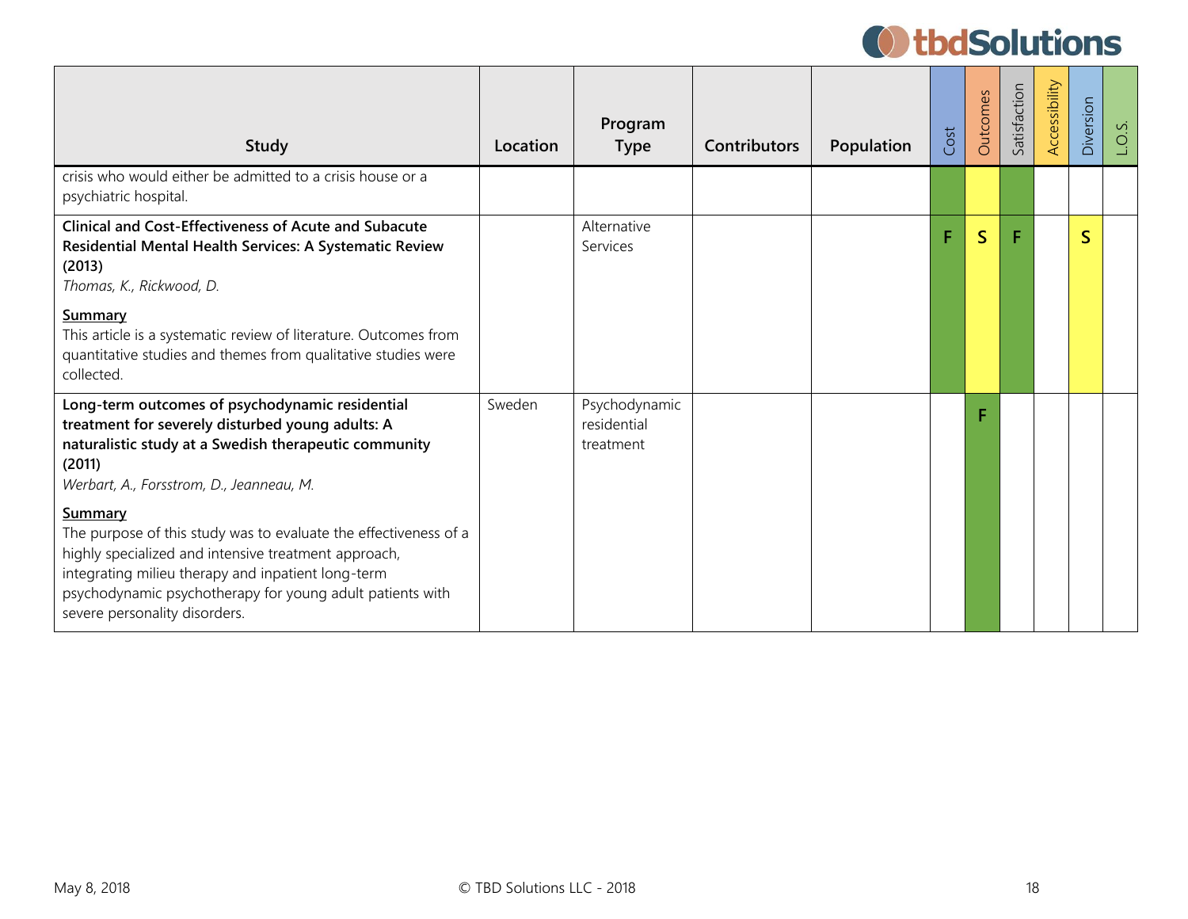| Study | Location | Program Type | Contributors | Population | Cost | Outcomes | Satisfaction | Accessibility | Diversion | L.O.S. |
|---|---|---|---|---|---|---|---|---|---|---|
| crisis who would either be admitted to a crisis house or a psychiatric hospital. | | | | | | | | | | |
| **Clinical and Cost-Effectiveness of Acute and Subacute Residential Mental Health Services: A Systematic Review (2013)** *Thomas, K., Rickwood, D.* **Summary** This article is a systematic review of literature. Outcomes from quantitative studies and themes from qualitative studies were collected. | | Alternative Services | | | F | S | F | | S | |
| **Long-term outcomes of psychodynamic residential treatment for severely disturbed young adults: A naturalistic study at a Swedish therapeutic community (2011)** *Werbart, A., Forsstrom, D., Jeanneau, M.* **Summary** The purpose of this study was to evaluate the effectiveness of a highly specialized and intensive treatment approach, integrating milieu therapy and inpatient long-term psychodynamic psychotherapy for young adult patients with severe personality disorders. | Sweden | Psychodynamic residential treatment | | | | F | | | | |